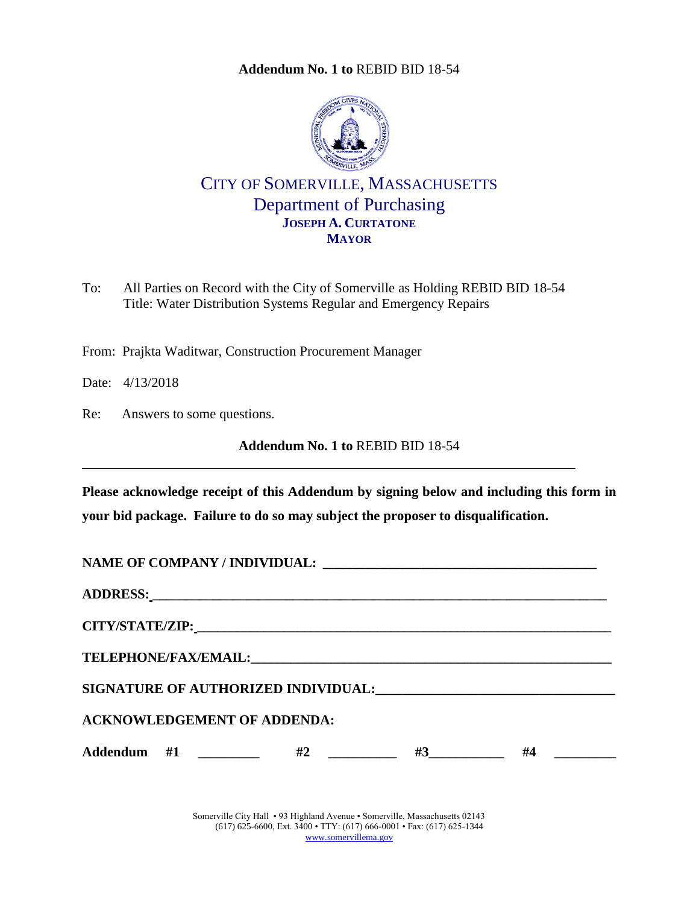**Addendum No. 1 to** REBID BID 18-54

# CITY OF SOMERVILLE, MASSACHUSETTS

## Department of Purchasing

**JOSEPH A. CURTATONE**
**MAYOR**

To: All Parties on Record with the City of Somerville as Holding REBID BID 18-54
Title: Water Distribution Systems Regular and Emergency Repairs

From: Prajkta Waditwar, Construction Procurement Manager

Date: 4/13/2018

Re: Answers to some questions.

**Addendum No. 1 to** REBID BID 18-54

---

**Please acknowledge receipt of this Addendum by signing below and including this form in your bid package. Failure to do so may subject the proposer to disqualification.**

**NAME OF COMPANY / INDIVIDUAL:** ________________________________________

**ADDRESS:** ________________________________________________________________

**CITY/STATE/ZIP:** __________________________________________________________

**TELEPHONE/FAX/EMAIL:** ____________________________________________________

**SIGNATURE OF AUTHORIZED INDIVIDUAL:** ________________________________

**ACKNOWLEDGEMENT OF ADDENDA:**

**Addendum #1** _________ **#2** __________ **#3** ___________ **#4** _________

Somerville City Hall • 93 Highland Avenue • Somerville, Massachusetts 02143
(617) 625-6600, Ext. 3400 • TTY: (617) 666-0001 • Fax: (617) 625-1344
www.somervillema.gov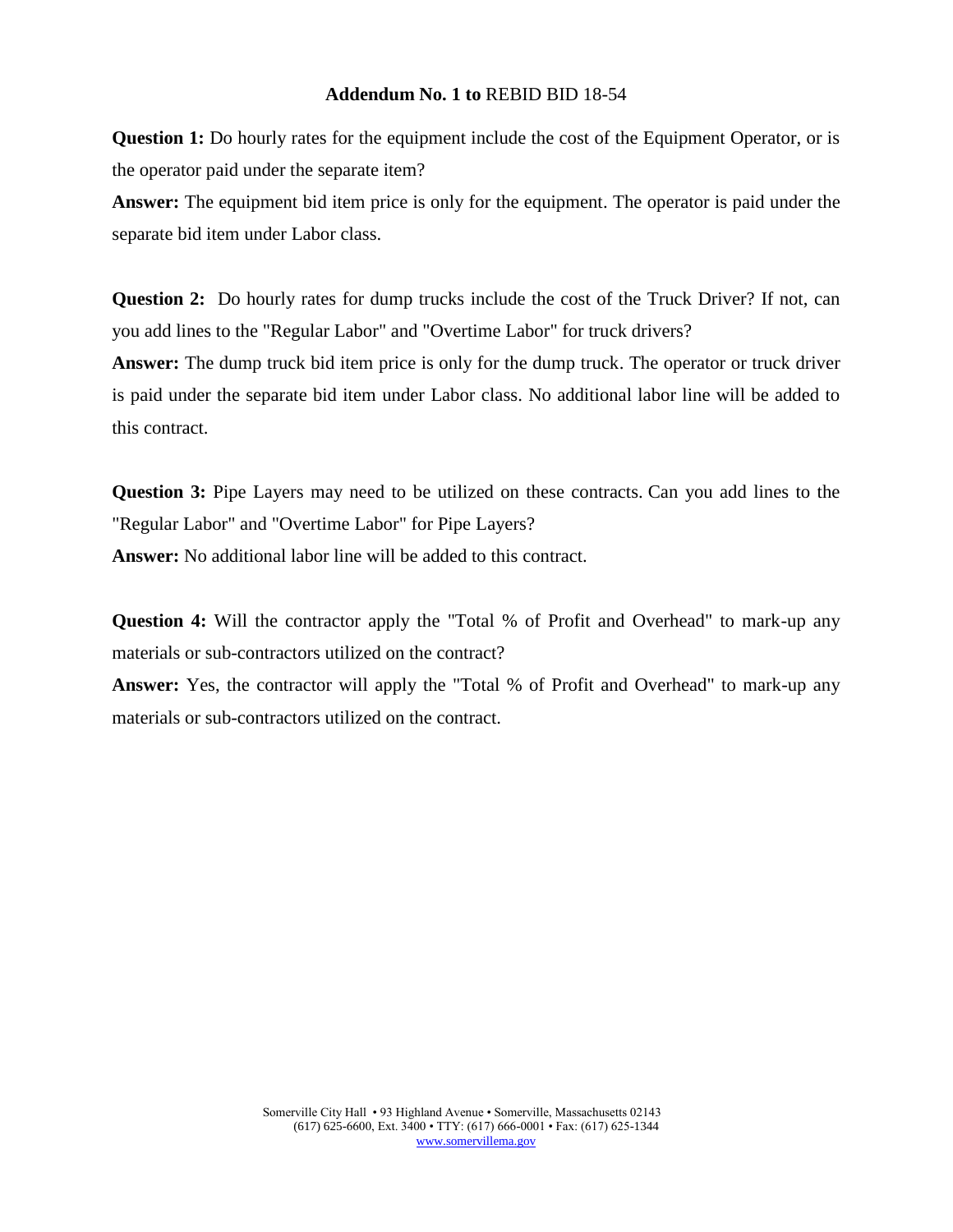**Addendum No. 1 to** REBID BID 18-54

**Question 1:** Do hourly rates for the equipment include the cost of the Equipment Operator, or is the operator paid under the separate item?

**Answer:** The equipment bid item price is only for the equipment. The operator is paid under the separate bid item under Labor class.

**Question 2:** Do hourly rates for dump trucks include the cost of the Truck Driver? If not, can you add lines to the "Regular Labor" and "Overtime Labor" for truck drivers?

**Answer:** The dump truck bid item price is only for the dump truck. The operator or truck driver is paid under the separate bid item under Labor class. No additional labor line will be added to this contract.

**Question 3:** Pipe Layers may need to be utilized on these contracts. Can you add lines to the "Regular Labor" and "Overtime Labor" for Pipe Layers?

**Answer:** No additional labor line will be added to this contract.

**Question 4:** Will the contractor apply the "Total % of Profit and Overhead" to mark-up any materials or sub-contractors utilized on the contract?

**Answer:** Yes, the contractor will apply the "Total % of Profit and Overhead" to mark-up any materials or sub-contractors utilized on the contract.